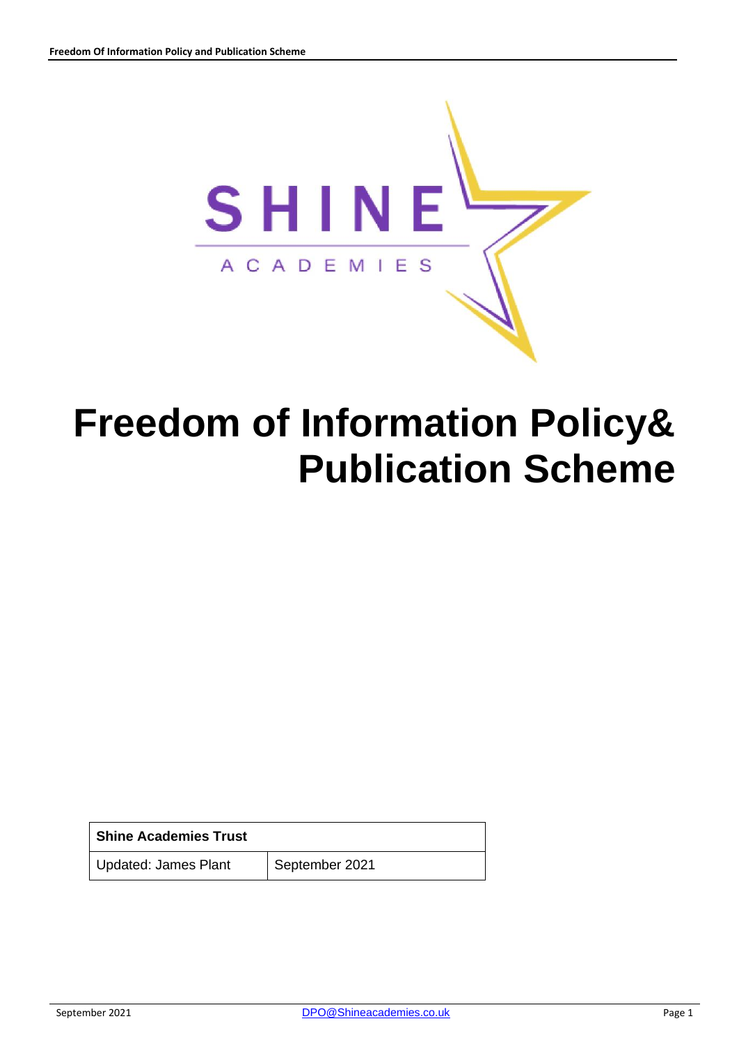# Freedom of Information Policy& Publication Scheme

| Shine Academies Trust | |
|---|---|
| Updated: James Plant | September 2021 |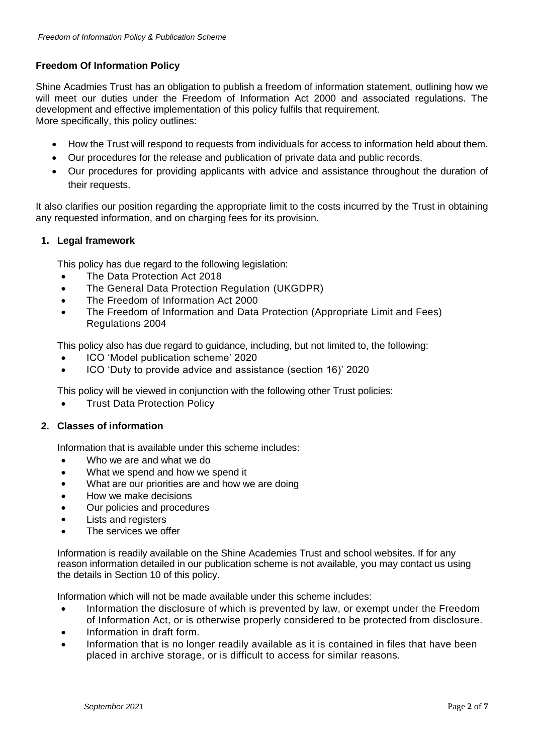## Freedom Of Information Policy

Shine Acadmies Trust has an obligation to publish a freedom of information statement, outlining how we will meet our duties under the Freedom of Information Act 2000 and associated regulations. The development and effective implementation of this policy fulfils that requirement.
More specifically, this policy outlines:

- How the Trust will respond to requests from individuals for access to information held about them.
- Our procedures for the release and publication of private data and public records.
- Our procedures for providing applicants with advice and assistance throughout the duration of their requests.

It also clarifies our position regarding the appropriate limit to the costs incurred by the Trust in obtaining any requested information, and on charging fees for its provision.

### 1. Legal framework

This policy has due regard to the following legislation:

- The Data Protection Act 2018
- The General Data Protection Regulation (UKGDPR)
- The Freedom of Information Act 2000
- The Freedom of Information and Data Protection (Appropriate Limit and Fees) Regulations 2004

This policy also has due regard to guidance, including, but not limited to, the following:

- ICO 'Model publication scheme' 2020
- ICO 'Duty to provide advice and assistance (section 16)' 2020

This policy will be viewed in conjunction with the following other Trust policies:

- Trust Data Protection Policy

### 2. Classes of information

Information that is available under this scheme includes:

- Who we are and what we do
- What we spend and how we spend it
- What are our priorities are and how we are doing
- How we make decisions
- Our policies and procedures
- Lists and registers
- The services we offer

Information is readily available on the Shine Academies Trust and school websites. If for any reason information detailed in our publication scheme is not available, you may contact us using the details in Section 10 of this policy.

Information which will not be made available under this scheme includes:

- Information the disclosure of which is prevented by law, or exempt under the Freedom of Information Act, or is otherwise properly considered to be protected from disclosure.
- Information in draft form.
- Information that is no longer readily available as it is contained in files that have been placed in archive storage, or is difficult to access for similar reasons.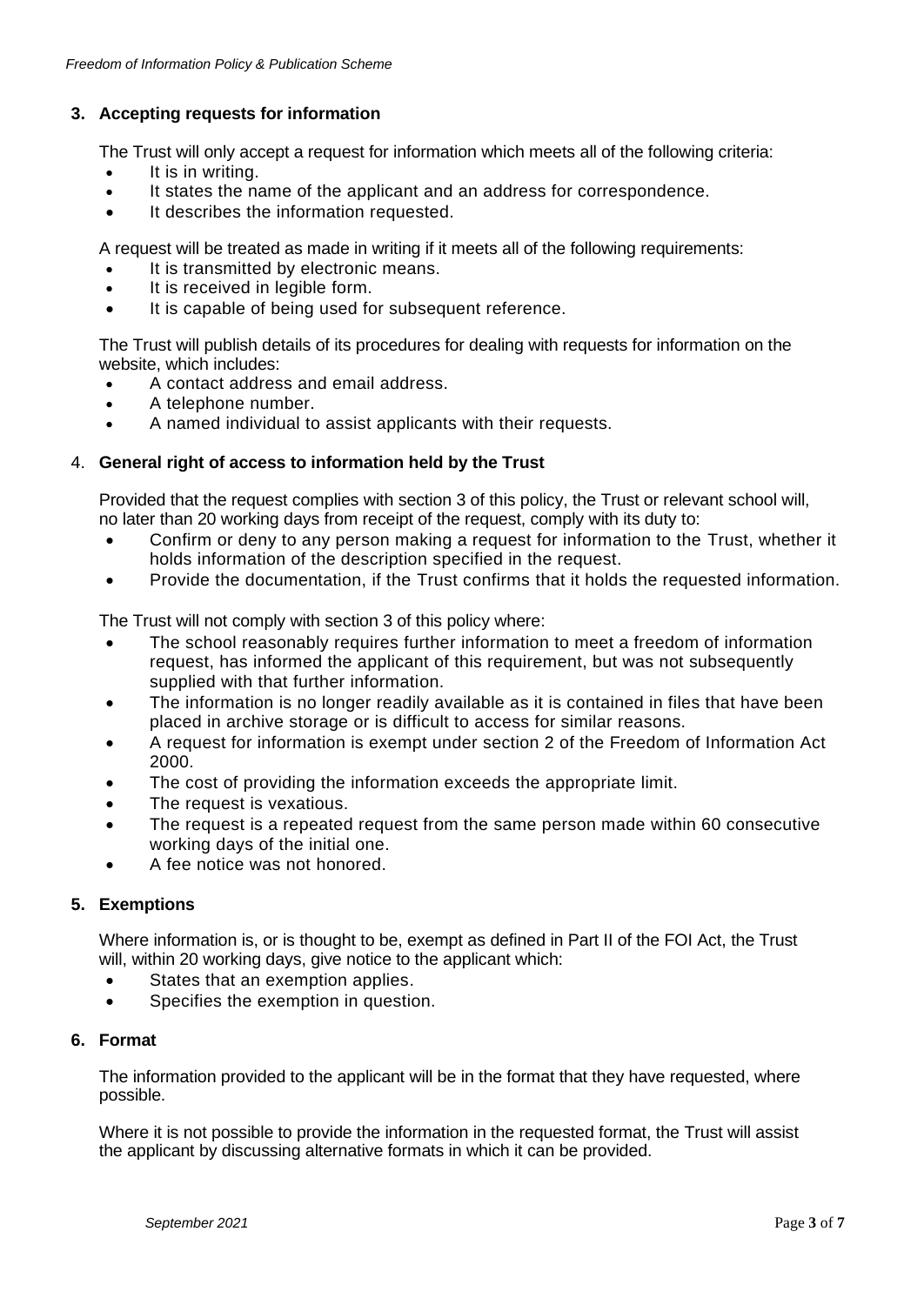## 3. Accepting requests for information

The Trust will only accept a request for information which meets all of the following criteria:

- It is in writing.
- It states the name of the applicant and an address for correspondence.
- It describes the information requested.

A request will be treated as made in writing if it meets all of the following requirements:

- It is transmitted by electronic means.
- It is received in legible form.
- It is capable of being used for subsequent reference.

The Trust will publish details of its procedures for dealing with requests for information on the website, which includes:

- A contact address and email address.
- A telephone number.
- A named individual to assist applicants with their requests.

## 4. General right of access to information held by the Trust

Provided that the request complies with section 3 of this policy, the Trust or relevant school will, no later than 20 working days from receipt of the request, comply with its duty to:

- Confirm or deny to any person making a request for information to the Trust, whether it holds information of the description specified in the request.
- Provide the documentation, if the Trust confirms that it holds the requested information.

The Trust will not comply with section 3 of this policy where:

- The school reasonably requires further information to meet a freedom of information request, has informed the applicant of this requirement, but was not subsequently supplied with that further information.
- The information is no longer readily available as it is contained in files that have been placed in archive storage or is difficult to access for similar reasons.
- A request for information is exempt under section 2 of the Freedom of Information Act 2000.
- The cost of providing the information exceeds the appropriate limit.
- The request is vexatious.
- The request is a repeated request from the same person made within 60 consecutive working days of the initial one.
- A fee notice was not honored.

## 5. Exemptions

Where information is, or is thought to be, exempt as defined in Part II of the FOI Act, the Trust will, within 20 working days, give notice to the applicant which:

- States that an exemption applies.
- Specifies the exemption in question.

## 6. Format

The information provided to the applicant will be in the format that they have requested, where possible.

Where it is not possible to provide the information in the requested format, the Trust will assist the applicant by discussing alternative formats in which it can be provided.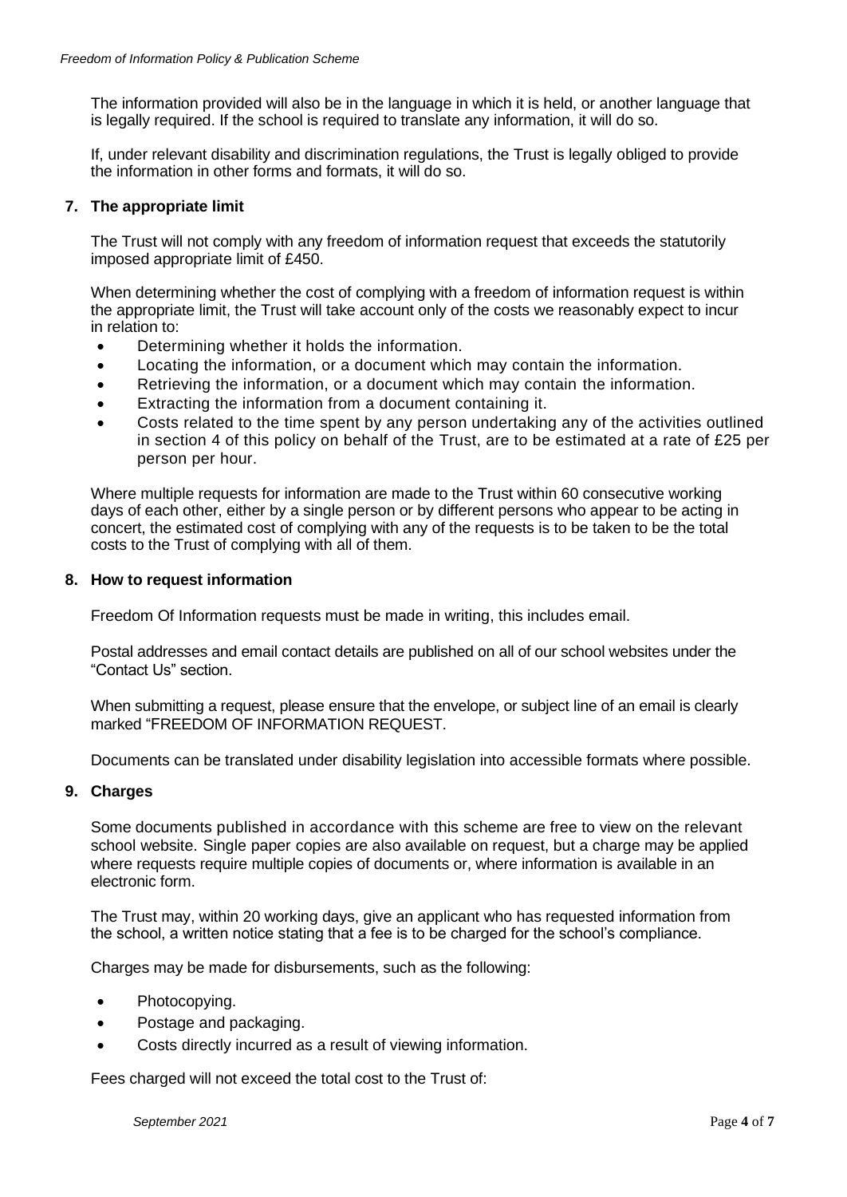The information provided will also be in the language in which it is held, or another language that is legally required. If the school is required to translate any information, it will do so.

If, under relevant disability and discrimination regulations, the Trust is legally obliged to provide the information in other forms and formats, it will do so.

## 7. The appropriate limit

The Trust will not comply with any freedom of information request that exceeds the statutorily imposed appropriate limit of £450.

When determining whether the cost of complying with a freedom of information request is within the appropriate limit, the Trust will take account only of the costs we reasonably expect to incur in relation to:

- Determining whether it holds the information.
- Locating the information, or a document which may contain the information.
- Retrieving the information, or a document which may contain the information.
- Extracting the information from a document containing it.
- Costs related to the time spent by any person undertaking any of the activities outlined in section 4 of this policy on behalf of the Trust, are to be estimated at a rate of £25 per person per hour.

Where multiple requests for information are made to the Trust within 60 consecutive working days of each other, either by a single person or by different persons who appear to be acting in concert, the estimated cost of complying with any of the requests is to be taken to be the total costs to the Trust of complying with all of them.

## 8. How to request information

Freedom Of Information requests must be made in writing, this includes email.

Postal addresses and email contact details are published on all of our school websites under the "Contact Us" section.

When submitting a request, please ensure that the envelope, or subject line of an email is clearly marked "FREEDOM OF INFORMATION REQUEST.

Documents can be translated under disability legislation into accessible formats where possible.

## 9. Charges

Some documents published in accordance with this scheme are free to view on the relevant school website. Single paper copies are also available on request, but a charge may be applied where requests require multiple copies of documents or, where information is available in an electronic form.

The Trust may, within 20 working days, give an applicant who has requested information from the school, a written notice stating that a fee is to be charged for the school's compliance.

Charges may be made for disbursements, such as the following:

- Photocopying.
- Postage and packaging.
- Costs directly incurred as a result of viewing information.

Fees charged will not exceed the total cost to the Trust of: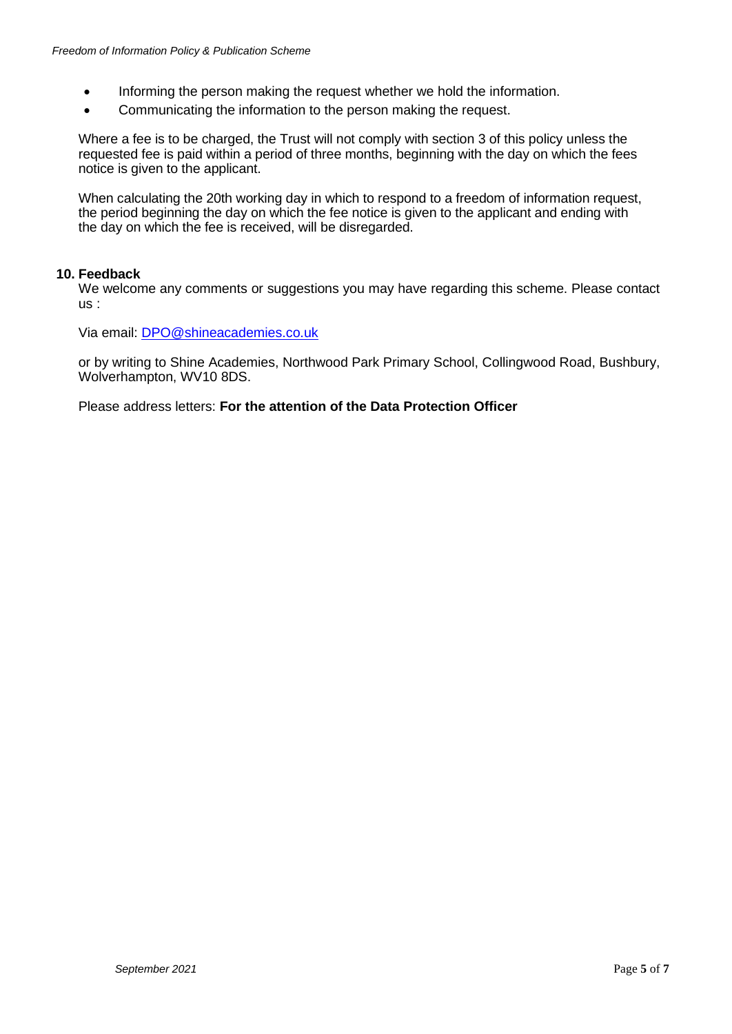- Informing the person making the request whether we hold the information.
- Communicating the information to the person making the request.

Where a fee is to be charged, the Trust will not comply with section 3 of this policy unless the requested fee is paid within a period of three months, beginning with the day on which the fees notice is given to the applicant.

When calculating the 20th working day in which to respond to a freedom of information request, the period beginning the day on which the fee notice is given to the applicant and ending with the day on which the fee is received, will be disregarded.

## 10. Feedback

We welcome any comments or suggestions you may have regarding this scheme. Please contact us :

Via email: DPO@shineacademies.co.uk

or by writing to Shine Academies, Northwood Park Primary School, Collingwood Road, Bushbury, Wolverhampton, WV10 8DS.

Please address letters: **For the attention of the Data Protection Officer**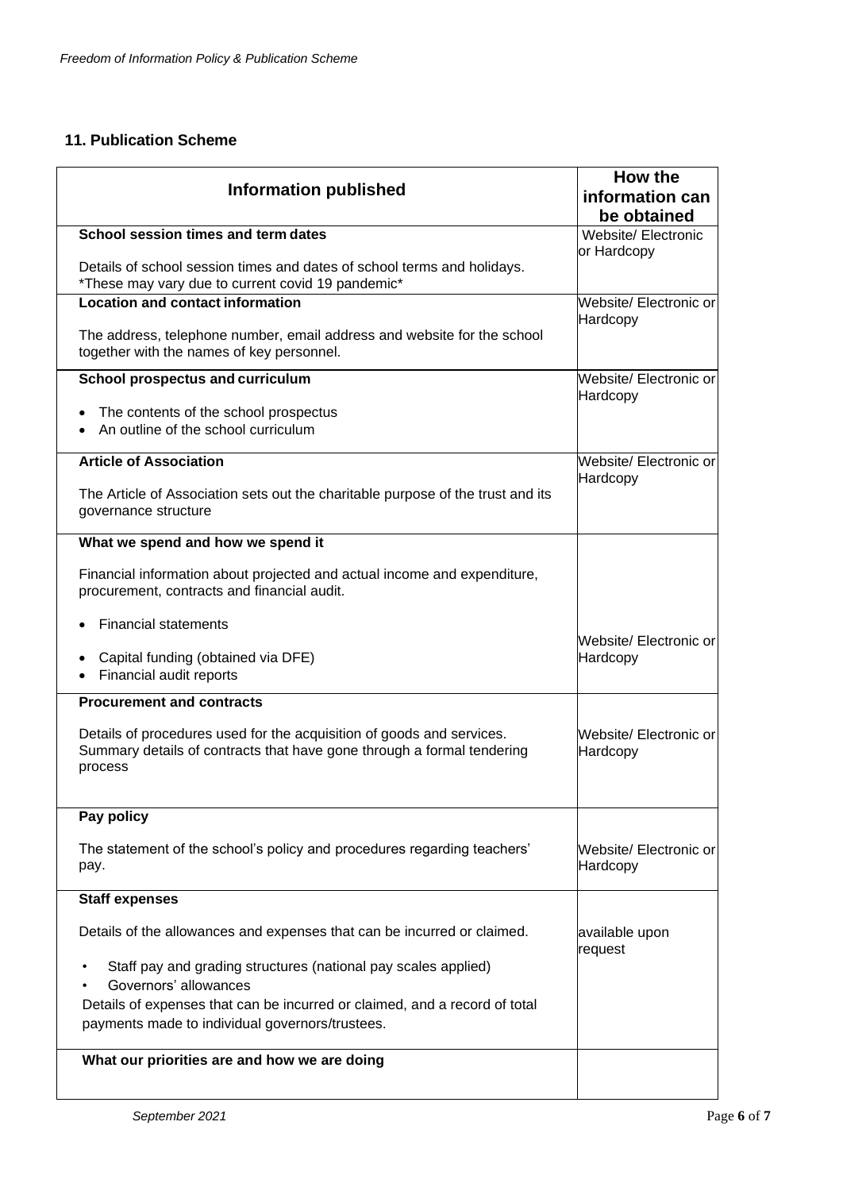## 11. Publication Scheme

| Information published | How the information can be obtained |
| --- | --- |
| **School session times and term dates**<br><br>Details of school session times and dates of school terms and holidays.<br>*These may vary due to current covid 19 pandemic* | Website/ Electronic or Hardcopy |
| **Location and contact information**<br><br>The address, telephone number, email address and website for the school together with the names of key personnel. | Website/ Electronic or Hardcopy |
| **School prospectus and curriculum**<br><br>• The contents of the school prospectus<br>• An outline of the school curriculum | Website/ Electronic or Hardcopy |
| **Article of Association**<br><br>The Article of Association sets out the charitable purpose of the trust and its governance structure | Website/ Electronic or Hardcopy |
| **What we spend and how we spend it**<br><br>Financial information about projected and actual income and expenditure, procurement, contracts and financial audit.<br><br>• Financial statements<br><br>• Capital funding (obtained via DFE)<br>• Financial audit reports | Website/ Electronic or Hardcopy |
| **Procurement and contracts**<br><br>Details of procedures used for the acquisition of goods and services. Summary details of contracts that have gone through a formal tendering process | Website/ Electronic or Hardcopy |
| **Pay policy**<br><br>The statement of the school's policy and procedures regarding teachers' pay. | Website/ Electronic or Hardcopy |
| **Staff expenses**<br><br>Details of the allowances and expenses that can be incurred or claimed.<br><br>• Staff pay and grading structures (national pay scales applied)<br>• Governors' allowances<br>Details of expenses that can be incurred or claimed, and a record of total payments made to individual governors/trustees. | available upon request |
| **What our priorities are and how we are doing** | |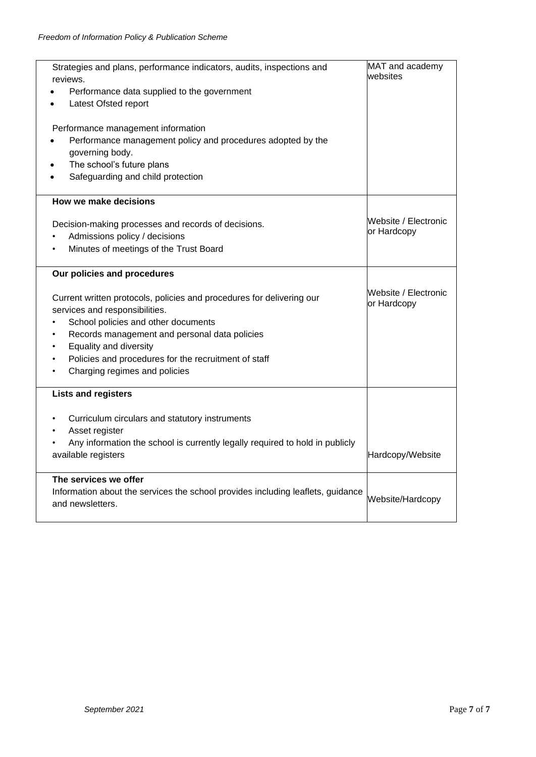| | |
|---|---|
| Strategies and plans, performance indicators, audits, inspections and reviews.<br>• Performance data supplied to the government<br>• Latest Ofsted report<br><br>Performance management information<br>• Performance management policy and procedures adopted by the governing body.<br>• The school's future plans<br>• Safeguarding and child protection | MAT and academy websites |
| **How we make decisions**<br><br>Decision-making processes and records of decisions.<br>• Admissions policy / decisions<br>• Minutes of meetings of the Trust Board | Website / Electronic or Hardcopy |
| **Our policies and procedures**<br><br>Current written protocols, policies and procedures for delivering our services and responsibilities.<br>• School policies and other documents<br>• Records management and personal data policies<br>• Equality and diversity<br>• Policies and procedures for the recruitment of staff<br>• Charging regimes and policies | Website / Electronic or Hardcopy |
| **Lists and registers**<br><br>• Curriculum circulars and statutory instruments<br>• Asset register<br>• Any information the school is currently legally required to hold in publicly available registers | Hardcopy/Website |
| **The services we offer**<br>Information about the services the school provides including leaflets, guidance and newsletters. | Website/Hardcopy |